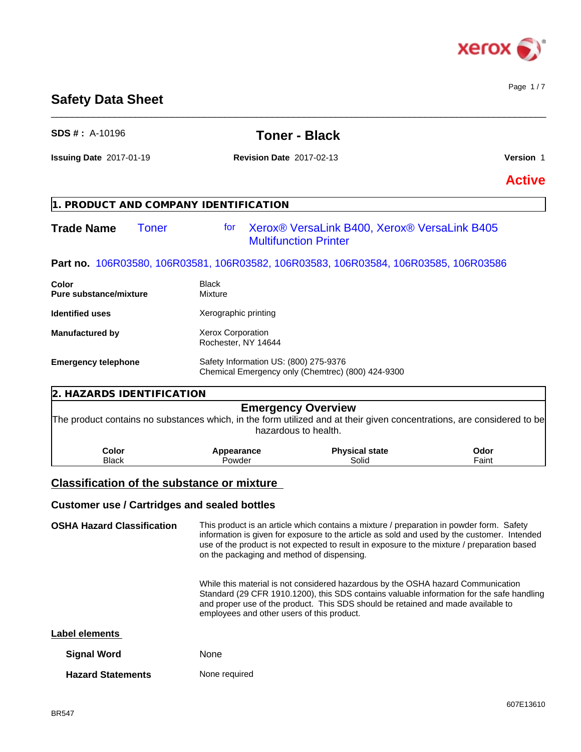# Safety Data Sheet

**SDS # :** A-10196

## Toner - Black

**Issuing Date** 2017-01-19 **Revision Date** 2017-02-13 **Version** 1

**Active**

## 1. PRODUCT AND COMPANY IDENTIFICATION

**Trade Name** Toner for Xerox® VersaLink B400, Xerox® VersaLink B405 Multifunction Printer

**Part no.** 106R03580, 106R03581, 106R03582, 106R03583, 106R03584, 106R03585, 106R03586

**Color** Black
**Pure substance/mixture** Mixture

**Identified uses** Xerographic printing

**Manufactured by** Xerox Corporation
Rochester, NY 14644

**Emergency telephone** Safety Information US: (800) 275-9376
Chemical Emergency only (Chemtrec) (800) 424-9300

## 2. HAZARDS IDENTIFICATION

### Emergency Overview

The product contains no substances which, in the form utilized and at their given concentrations, are considered to be hazardous to health.

| Color | Appearance | Physical state | Odor |
|---|---|---|---|
| Black | Powder | Solid | Faint |

### Classification of the substance or mixture

### Customer use / Cartridges and sealed bottles

**OSHA Hazard Classification** This product is an article which contains a mixture / preparation in powder form. Safety information is given for exposure to the article as sold and used by the customer. Intended use of the product is not expected to result in exposure to the mixture / preparation based on the packaging and method of dispensing.

While this material is not considered hazardous by the OSHA hazard Communication Standard (29 CFR 1910.1200), this SDS contains valuable information for the safe handling and proper use of the product. This SDS should be retained and made available to employees and other users of this product.

**Label elements**

**Signal Word** None

**Hazard Statements** None required

BR547

607E13610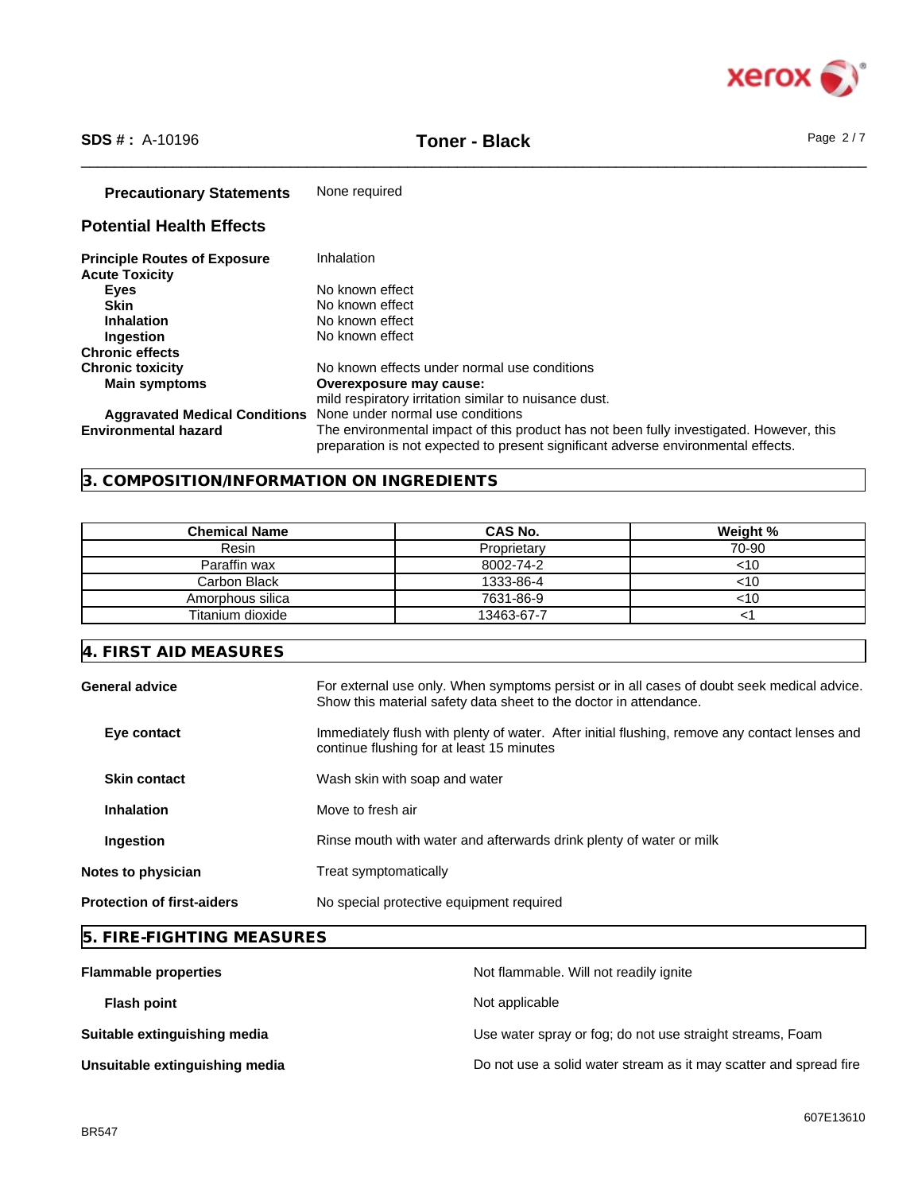**Precautionary Statements** None required

## Potential Health Effects

**Principle Routes of Exposure** Inhalation

**Acute Toxicity**

- **Eyes** No known effect
- **Skin** No known effect
- **Inhalation** No known effect
- **Ingestion** No known effect

**Chronic effects**

**Chronic toxicity** No known effects under normal use conditions

- **Main symptoms** **Overexposure may cause:** mild respiratory irritation similar to nuisance dust.
- **Aggravated Medical Conditions** None under normal use conditions

**Environmental hazard** The environmental impact of this product has not been fully investigated. However, this preparation is not expected to present significant adverse environmental effects.

## 3. COMPOSITION/INFORMATION ON INGREDIENTS

| Chemical Name | CAS No. | Weight % |
|---|---|---|
| Resin | Proprietary | 70-90 |
| Paraffin wax | 8002-74-2 | <10 |
| Carbon Black | 1333-86-4 | <10 |
| Amorphous silica | 7631-86-9 | <10 |
| Titanium dioxide | 13463-67-7 | <1 |

## 4. FIRST AID MEASURES

**General advice** For external use only. When symptoms persist or in all cases of doubt seek medical advice. Show this material safety data sheet to the doctor in attendance.

**Eye contact** Immediately flush with plenty of water. After initial flushing, remove any contact lenses and continue flushing for at least 15 minutes

**Skin contact** Wash skin with soap and water

**Inhalation** Move to fresh air

**Ingestion** Rinse mouth with water and afterwards drink plenty of water or milk

**Notes to physician** Treat symptomatically

**Protection of first-aiders** No special protective equipment required

## 5. FIRE-FIGHTING MEASURES

**Flammable properties** Not flammable. Will not readily ignite

**Flash point** Not applicable

**Suitable extinguishing media** Use water spray or fog; do not use straight streams, Foam

**Unsuitable extinguishing media** Do not use a solid water stream as it may scatter and spread fire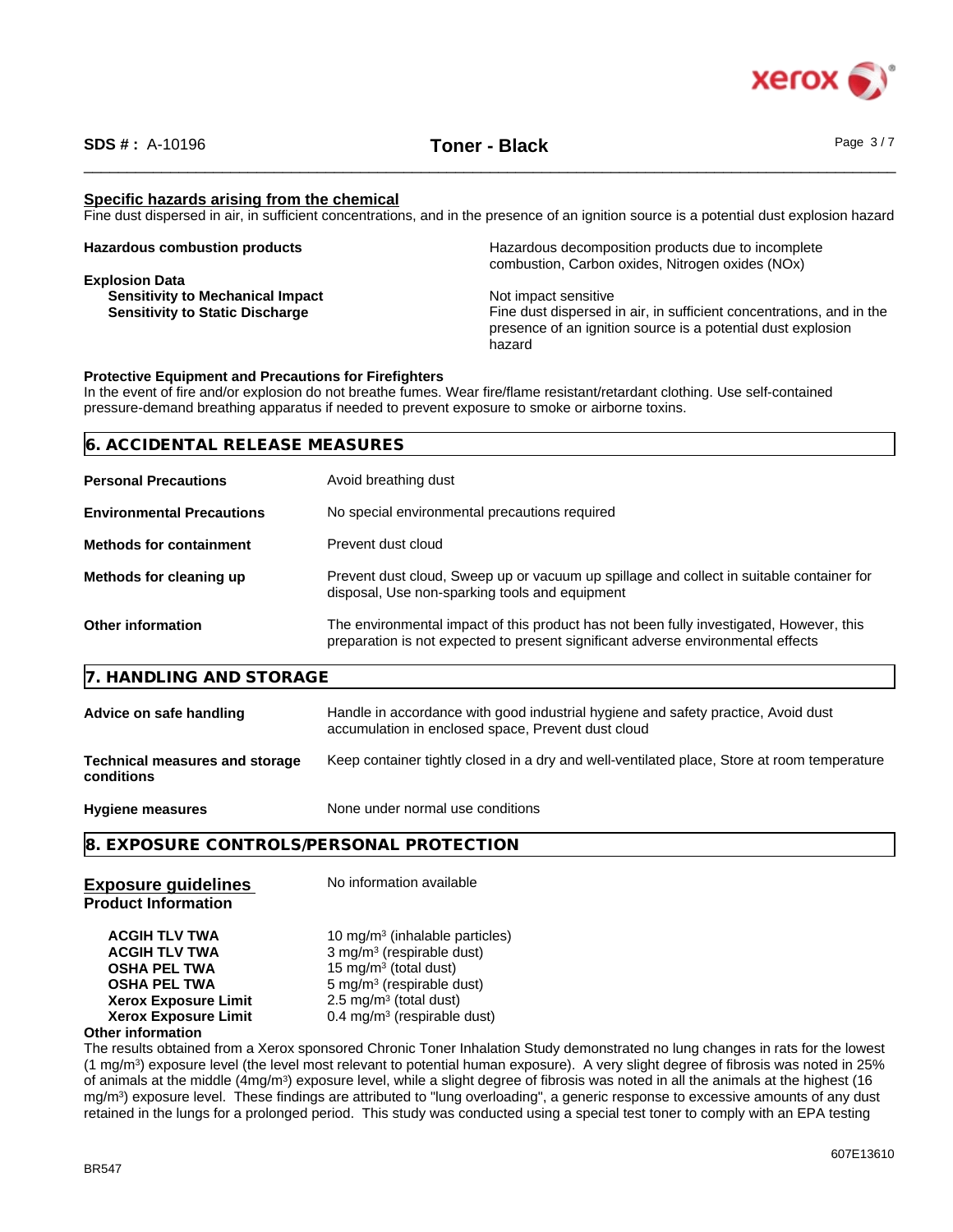### Specific hazards arising from the chemical

Fine dust dispersed in air, in sufficient concentrations, and in the presence of an ignition source is a potential dust explosion hazard

**Hazardous combustion products** — Hazardous decomposition products due to incomplete combustion, Carbon oxides, Nitrogen oxides (NOx)

**Explosion Data**

- **Sensitivity to Mechanical Impact** — Not impact sensitive
- **Sensitivity to Static Discharge** — Fine dust dispersed in air, in sufficient concentrations, and in the presence of an ignition source is a potential dust explosion hazard

**Protective Equipment and Precautions for Firefighters**

In the event of fire and/or explosion do not breathe fumes. Wear fire/flame resistant/retardant clothing. Use self-contained pressure-demand breathing apparatus if needed to prevent exposure to smoke or airborne toxins.

## 6. ACCIDENTAL RELEASE MEASURES

| | |
|---|---|
| **Personal Precautions** | Avoid breathing dust |
| **Environmental Precautions** | No special environmental precautions required |
| **Methods for containment** | Prevent dust cloud |
| **Methods for cleaning up** | Prevent dust cloud, Sweep up or vacuum up spillage and collect in suitable container for disposal, Use non-sparking tools and equipment |
| **Other information** | The environmental impact of this product has not been fully investigated, However, this preparation is not expected to present significant adverse environmental effects |

## 7. HANDLING AND STORAGE

| | |
|---|---|
| **Advice on safe handling** | Handle in accordance with good industrial hygiene and safety practice, Avoid dust accumulation in enclosed space, Prevent dust cloud |
| **Technical measures and storage conditions** | Keep container tightly closed in a dry and well-ventilated place, Store at room temperature |
| **Hygiene measures** | None under normal use conditions |

## 8. EXPOSURE CONTROLS/PERSONAL PROTECTION

### Exposure guidelines

No information available

**Product Information**

| | |
|---|---|
| **ACGIH TLV TWA** | 10 mg/m$^3$ (inhalable particles) |
| **ACGIH TLV TWA** | 3 mg/m$^3$ (respirable dust) |
| **OSHA PEL TWA** | 15 mg/m$^3$ (total dust) |
| **OSHA PEL TWA** | 5 mg/m$^3$ (respirable dust) |
| **Xerox Exposure Limit** | 2.5 mg/m$^3$ (total dust) |
| **Xerox Exposure Limit** | 0.4 mg/m$^3$ (respirable dust) |

**Other information**

The results obtained from a Xerox sponsored Chronic Toner Inhalation Study demonstrated no lung changes in rats for the lowest (1 mg/m$^3$) exposure level (the level most relevant to potential human exposure). A very slight degree of fibrosis was noted in 25% of animals at the middle (4mg/m$^3$) exposure level, while a slight degree of fibrosis was noted in all the animals at the highest (16 mg/m$^3$) exposure level. These findings are attributed to "lung overloading", a generic response to excessive amounts of any dust retained in the lungs for a prolonged period. This study was conducted using a special test toner to comply with an EPA testing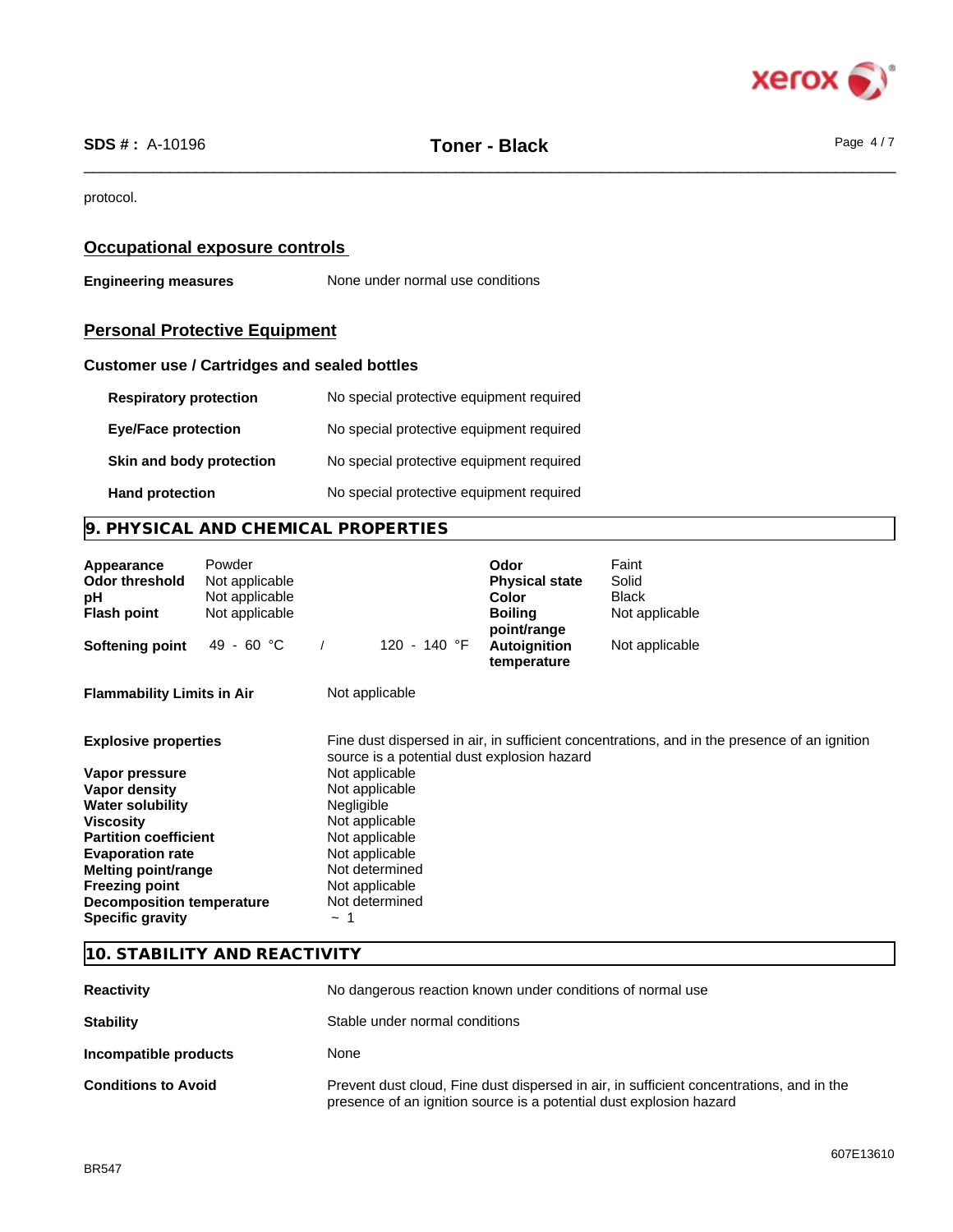protocol.

## Occupational exposure controls

**Engineering measures** None under normal use conditions

## Personal Protective Equipment

### Customer use / Cartridges and sealed bottles

| | |
|---|---|
| **Respiratory protection** | No special protective equipment required |
| **Eye/Face protection** | No special protective equipment required |
| **Skin and body protection** | No special protective equipment required |
| **Hand protection** | No special protective equipment required |

# 9. PHYSICAL AND CHEMICAL PROPERTIES

| | | | |
|---|---|---|---|
| **Appearance** | Powder | **Odor** | Faint |
| **Odor threshold** | Not applicable | **Physical state** | Solid |
| **pH** | Not applicable | **Color** | Black |
| **Flash point** | Not applicable | **Boiling point/range** | Not applicable |
| **Softening point** | 49 - 60 °C / 120 - 140 °F | **Autoignition temperature** | Not applicable |

| | |
|---|---|
| **Flammability Limits in Air** | Not applicable |
| **Explosive properties** | Fine dust dispersed in air, in sufficient concentrations, and in the presence of an ignition source is a potential dust explosion hazard |
| **Vapor pressure** | Not applicable |
| **Vapor density** | Not applicable |
| **Water solubility** | Negligible |
| **Viscosity** | Not applicable |
| **Partition coefficient** | Not applicable |
| **Evaporation rate** | Not applicable |
| **Melting point/range** | Not determined |
| **Freezing point** | Not applicable |
| **Decomposition temperature** | Not determined |
| **Specific gravity** | ~ 1 |

# 10. STABILITY AND REACTIVITY

| | |
|---|---|
| **Reactivity** | No dangerous reaction known under conditions of normal use |
| **Stability** | Stable under normal conditions |
| **Incompatible products** | None |
| **Conditions to Avoid** | Prevent dust cloud, Fine dust dispersed in air, in sufficient concentrations, and in the presence of an ignition source is a potential dust explosion hazard |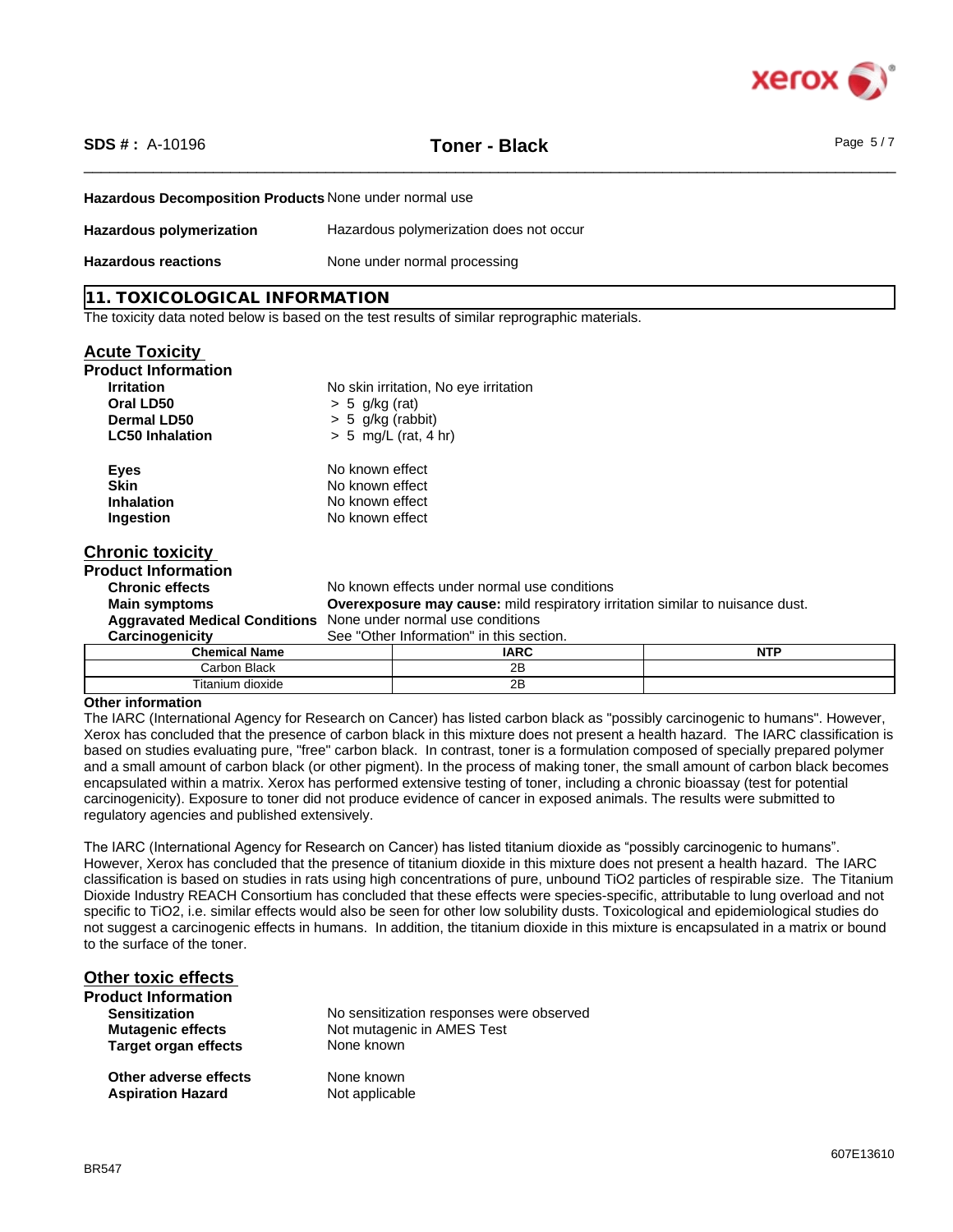**Hazardous Decomposition Products** None under normal use

**Hazardous polymerization** Hazardous polymerization does not occur

**Hazardous reactions** None under normal processing

## 11. TOXICOLOGICAL INFORMATION

The toxicity data noted below is based on the test results of similar reprographic materials.

### Acute Toxicity

**Product Information**

**Irritation** No skin irritation, No eye irritation
**Oral LD50** > 5 g/kg (rat)
**Dermal LD50** > 5 g/kg (rabbit)
**LC50 Inhalation** > 5 mg/L (rat, 4 hr)

**Eyes** No known effect
**Skin** No known effect
**Inhalation** No known effect
**Ingestion** No known effect

### Chronic toxicity

**Product Information**

**Chronic effects** No known effects under normal use conditions
**Main symptoms** **Overexposure may cause:** mild respiratory irritation similar to nuisance dust.
**Aggravated Medical Conditions** None under normal use conditions
**Carcinogenicity** See "Other Information" in this section.

| Chemical Name | IARC | NTP |
|---|---|---|
| Carbon Black | 2B | |
| Titanium dioxide | 2B | |

**Other information**

The IARC (International Agency for Research on Cancer) has listed carbon black as "possibly carcinogenic to humans". However, Xerox has concluded that the presence of carbon black in this mixture does not present a health hazard. The IARC classification is based on studies evaluating pure, "free" carbon black. In contrast, toner is a formulation composed of specially prepared polymer and a small amount of carbon black (or other pigment). In the process of making toner, the small amount of carbon black becomes encapsulated within a matrix. Xerox has performed extensive testing of toner, including a chronic bioassay (test for potential carcinogenicity). Exposure to toner did not produce evidence of cancer in exposed animals. The results were submitted to regulatory agencies and published extensively.

The IARC (International Agency for Research on Cancer) has listed titanium dioxide as "possibly carcinogenic to humans". However, Xerox has concluded that the presence of titanium dioxide in this mixture does not present a health hazard. The IARC classification is based on studies in rats using high concentrations of pure, unbound $TiO_2$ particles of respirable size. The Titanium Dioxide Industry REACH Consortium has concluded that these effects were species-specific, attributable to lung overload and not specific to $TiO_2$, i.e. similar effects would also be seen for other low solubility dusts. Toxicological and epidemiological studies do not suggest a carcinogenic effects in humans. In addition, the titanium dioxide in this mixture is encapsulated in a matrix or bound to the surface of the toner.

### Other toxic effects

**Product Information**

**Sensitization** No sensitization responses were observed
**Mutagenic effects** Not mutagenic in AMES Test
**Target organ effects** None known

**Other adverse effects** None known
**Aspiration Hazard** Not applicable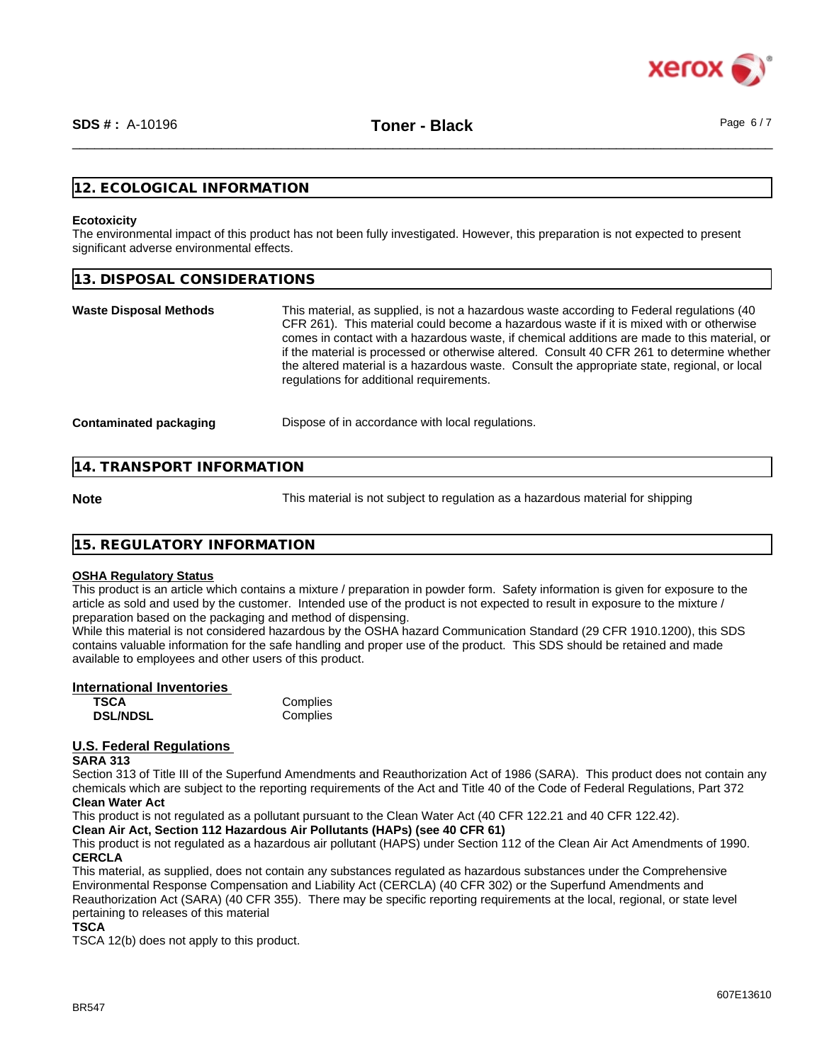## 12. ECOLOGICAL INFORMATION

**Ecotoxicity**

The environmental impact of this product has not been fully investigated. However, this preparation is not expected to present significant adverse environmental effects.

## 13. DISPOSAL CONSIDERATIONS

| | |
|---|---|
| **Waste Disposal Methods** | This material, as supplied, is not a hazardous waste according to Federal regulations (40 CFR 261). This material could become a hazardous waste if it is mixed with or otherwise comes in contact with a hazardous waste, if chemical additions are made to this material, or if the material is processed or otherwise altered. Consult 40 CFR 261 to determine whether the altered material is a hazardous waste. Consult the appropriate state, regional, or local regulations for additional requirements. |
| **Contaminated packaging** | Dispose of in accordance with local regulations. |

## 14. TRANSPORT INFORMATION

| | |
|---|---|
| **Note** | This material is not subject to regulation as a hazardous material for shipping |

## 15. REGULATORY INFORMATION

**OSHA Regulatory Status**

This product is an article which contains a mixture / preparation in powder form. Safety information is given for exposure to the article as sold and used by the customer. Intended use of the product is not expected to result in exposure to the mixture / preparation based on the packaging and method of dispensing.

While this material is not considered hazardous by the OSHA hazard Communication Standard (29 CFR 1910.1200), this SDS contains valuable information for the safe handling and proper use of the product. This SDS should be retained and made available to employees and other users of this product.

**International Inventories**

| | |
|---|---|
| **TSCA** | Complies |
| **DSL/NDSL** | Complies |

**U.S. Federal Regulations**

**SARA 313**

Section 313 of Title III of the Superfund Amendments and Reauthorization Act of 1986 (SARA). This product does not contain any chemicals which are subject to the reporting requirements of the Act and Title 40 of the Code of Federal Regulations, Part 372

**Clean Water Act**

This product is not regulated as a pollutant pursuant to the Clean Water Act (40 CFR 122.21 and 40 CFR 122.42).

**Clean Air Act, Section 112 Hazardous Air Pollutants (HAPs) (see 40 CFR 61)**

This product is not regulated as a hazardous air pollutant (HAPS) under Section 112 of the Clean Air Act Amendments of 1990.

**CERCLA**

This material, as supplied, does not contain any substances regulated as hazardous substances under the Comprehensive Environmental Response Compensation and Liability Act (CERCLA) (40 CFR 302) or the Superfund Amendments and Reauthorization Act (SARA) (40 CFR 355). There may be specific reporting requirements at the local, regional, or state level pertaining to releases of this material

**TSCA**

TSCA 12(b) does not apply to this product.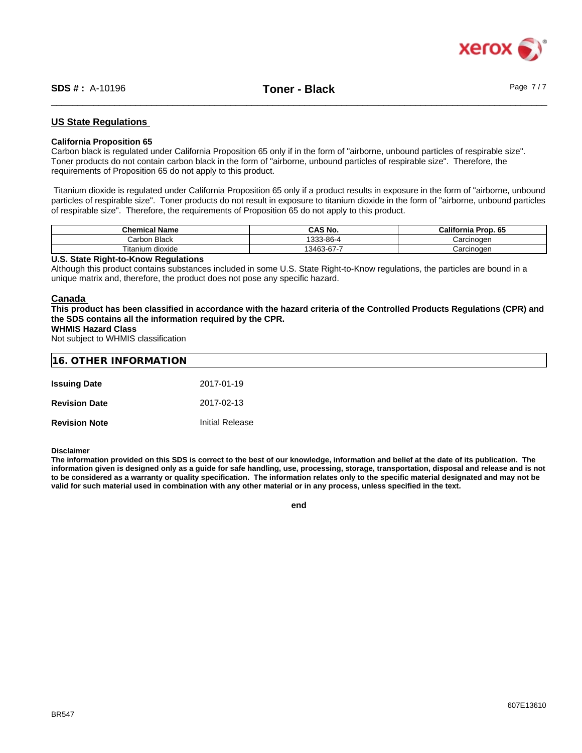## US State Regulations

**California Proposition 65**

Carbon black is regulated under California Proposition 65 only if in the form of "airborne, unbound particles of respirable size". Toner products do not contain carbon black in the form of "airborne, unbound particles of respirable size". Therefore, the requirements of Proposition 65 do not apply to this product.

Titanium dioxide is regulated under California Proposition 65 only if a product results in exposure in the form of "airborne, unbound particles of respirable size". Toner products do not result in exposure to titanium dioxide in the form of "airborne, unbound particles of respirable size". Therefore, the requirements of Proposition 65 do not apply to this product.

| Chemical Name | CAS No. | California Prop. 65 |
|---|---|---|
| Carbon Black | 1333-86-4 | Carcinogen |
| Titanium dioxide | 13463-67-7 | Carcinogen |

**U.S. State Right-to-Know Regulations**

Although this product contains substances included in some U.S. State Right-to-Know regulations, the particles are bound in a unique matrix and, therefore, the product does not pose any specific hazard.

## Canada

**This product has been classified in accordance with the hazard criteria of the Controlled Products Regulations (CPR) and the SDS contains all the information required by the CPR.**

**WHMIS Hazard Class**

Not subject to WHMIS classification

## 16. OTHER INFORMATION

**Issuing Date** 2017-01-19

**Revision Date** 2017-02-13

**Revision Note** Initial Release

**Disclaimer**

**The information provided on this SDS is correct to the best of our knowledge, information and belief at the date of its publication. The information given is designed only as a guide for safe handling, use, processing, storage, transportation, disposal and release and is not to be considered as a warranty or quality specification. The information relates only to the specific material designated and may not be valid for such material used in combination with any other material or in any process, unless specified in the text.**

**end**